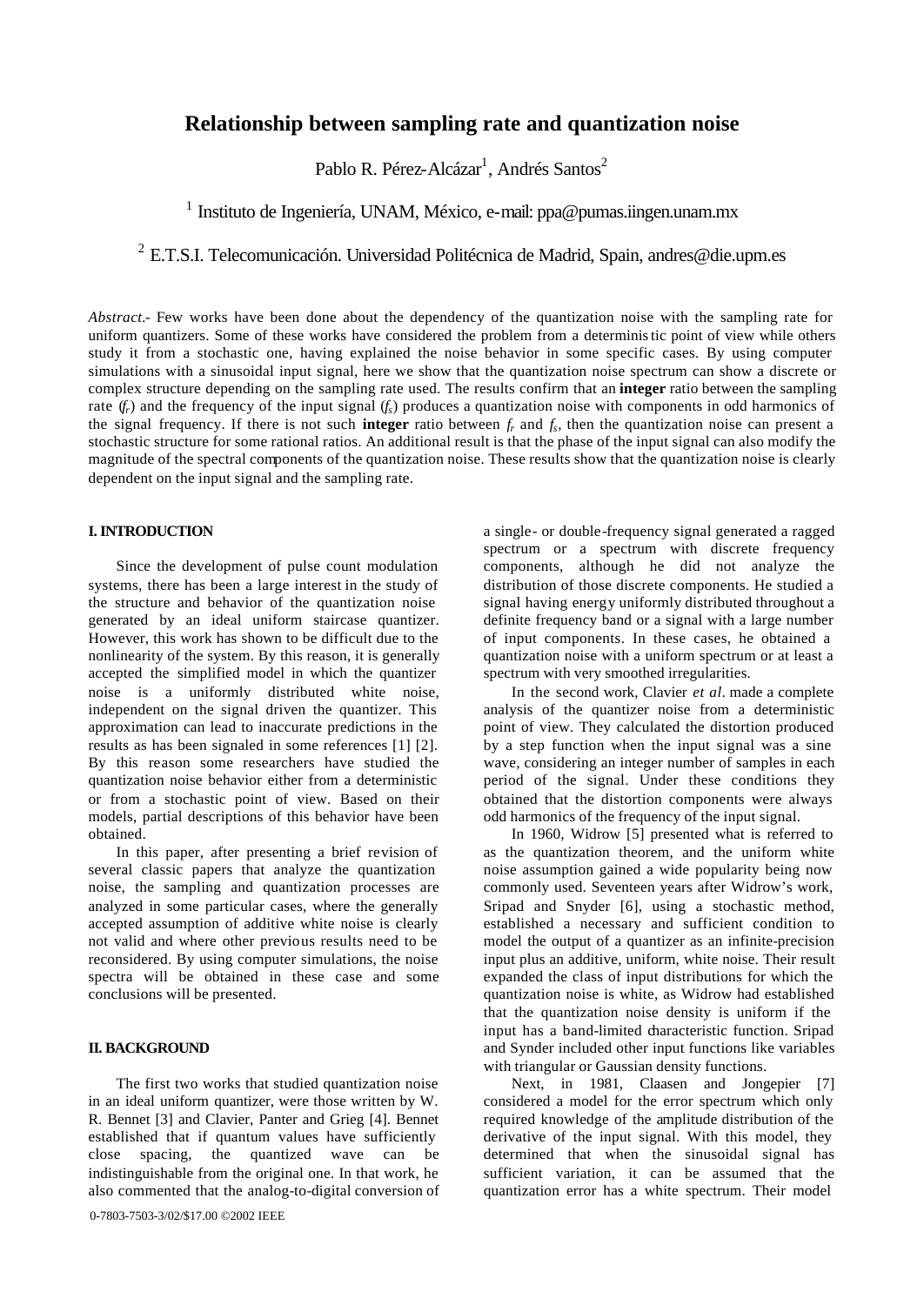# Relationship between sampling rate and quantization noise

Pablo R. Pérez-Alcázar[1], Andrés Santos[2]

[1] Instituto de Ingeniería, UNAM, México, e-mail: ppa@pumas.iingen.unam.mx

[2] E.T.S.I. Telecomunicación. Universidad Politécnica de Madrid, Spain, andres@die.upm.es

*Abstract.-* Few works have been done about the dependency of the quantization noise with the sampling rate for uniform quantizers. Some of these works have considered the problem from a deterministic point of view while others study it from a stochastic one, having explained the noise behavior in some specific cases. By using computer simulations with a sinusoidal input signal, here we show that the quantization noise spectrum can show a discrete or complex structure depending on the sampling rate used. The results confirm that an **integer** ratio between the sampling rate ($f_r$) and the frequency of the input signal ($f_s$) produces a quantization noise with components in odd harmonics of the signal frequency. If there is not such **integer** ratio between $f_r$ and $f_s$, then the quantization noise can present a stochastic structure for some rational ratios. An additional result is that the phase of the input signal can also modify the magnitude of the spectral components of the quantization noise. These results show that the quantization noise is clearly dependent on the input signal and the sampling rate.

## I. INTRODUCTION

Since the development of pulse count modulation systems, there has been a large interest in the study of the structure and behavior of the quantization noise generated by an ideal uniform staircase quantizer. However, this work has shown to be difficult due to the nonlinearity of the system. By this reason, it is generally accepted the simplified model in which the quantizer noise is a uniformly distributed white noise, independent on the signal driven the quantizer. This approximation can lead to inaccurate predictions in the results as has been signaled in some references [1] [2]. By this reason some researchers have studied the quantization noise behavior either from a deterministic or from a stochastic point of view. Based on their models, partial descriptions of this behavior have been obtained.

In this paper, after presenting a brief revision of several classic papers that analyze the quantization noise, the sampling and quantization processes are analyzed in some particular cases, where the generally accepted assumption of additive white noise is clearly not valid and where other previous results need to be reconsidered. By using computer simulations, the noise spectra will be obtained in these case and some conclusions will be presented.

## II. BACKGROUND

The first two works that studied quantization noise in an ideal uniform quantizer, were those written by W. R. Bennet [3] and Clavier, Panter and Grieg [4]. Bennet established that if quantum values have sufficiently close spacing, the quantized wave can be indistinguishable from the original one. In that work, he also commented that the analog-to-digital conversion of a single- or double-frequency signal generated a ragged spectrum or a spectrum with discrete frequency components, although he did not analyze the distribution of those discrete components. He studied a signal having energy uniformly distributed throughout a definite frequency band or a signal with a large number of input components. In these cases, he obtained a quantization noise with a uniform spectrum or at least a spectrum with very smoothed irregularities.

In the second work, Clavier *et al*. made a complete analysis of the quantizer noise from a deterministic point of view. They calculated the distortion produced by a step function when the input signal was a sine wave, considering an integer number of samples in each period of the signal. Under these conditions they obtained that the distortion components were always odd harmonics of the frequency of the input signal.

In 1960, Widrow [5] presented what is referred to as the quantization theorem, and the uniform white noise assumption gained a wide popularity being now commonly used. Seventeen years after Widrow's work, Sripad and Snyder [6], using a stochastic method, established a necessary and sufficient condition to model the output of a quantizer as an infinite-precision input plus an additive, uniform, white noise. Their result expanded the class of input distributions for which the quantization noise is white, as Widrow had established that the quantization noise density is uniform if the input has a band-limited characteristic function. Sripad and Synder included other input functions like variables with triangular or Gaussian density functions.

Next, in 1981, Claasen and Jongepier [7] considered a model for the error spectrum which only required knowledge of the amplitude distribution of the derivative of the input signal. With this model, they determined that when the sinusoidal signal has sufficient variation, it can be assumed that the quantization error has a white spectrum. Their model

0-7803-7503-3/02/$17.00 ©2002 IEEE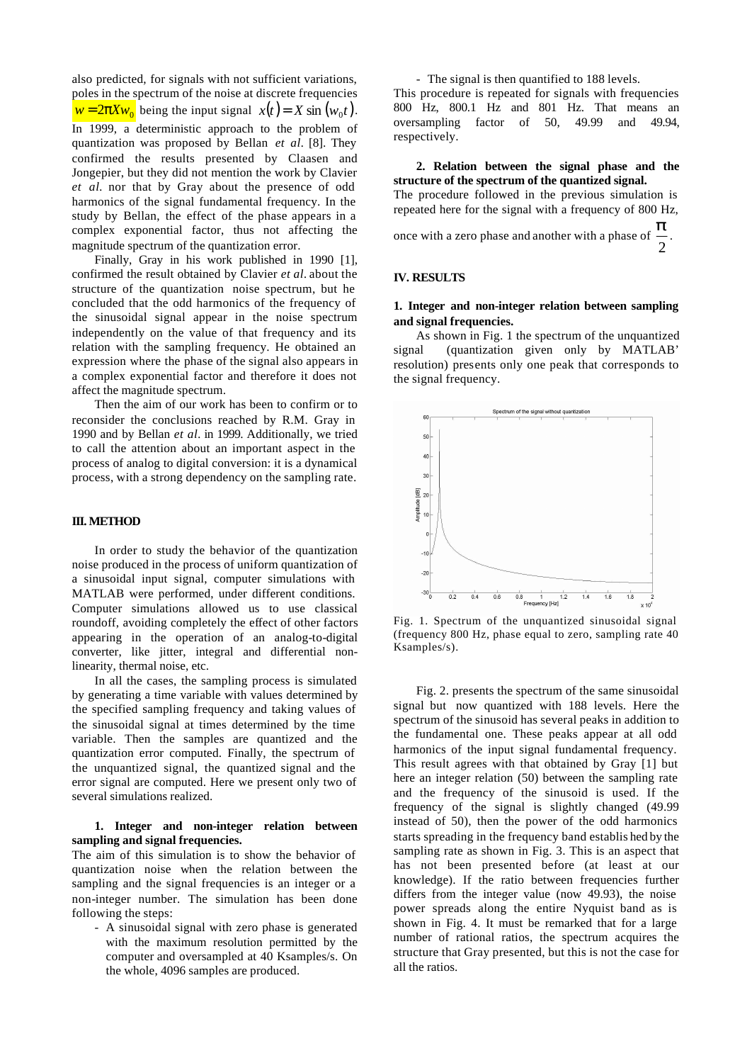also predicted, for signals with not sufficient variations, poles in the spectrum of the noise at discrete frequencies $w = 2\pi X w_0$ being the input signal $x(t) = X \sin(w_0 t)$. In 1999, a deterministic approach to the problem of quantization was proposed by Bellan *et al*. [8]. They confirmed the results presented by Claasen and Jongepier, but they did not mention the work by Clavier *et al*. nor that by Gray about the presence of odd harmonics of the signal fundamental frequency. In the study by Bellan, the effect of the phase appears in a complex exponential factor, thus not affecting the magnitude spectrum of the quantization error.

Finally, Gray in his work published in 1990 [1], confirmed the result obtained by Clavier *et al*. about the structure of the quantization noise spectrum, but he concluded that the odd harmonics of the frequency of the sinusoidal signal appear in the noise spectrum independently on the value of that frequency and its relation with the sampling frequency. He obtained an expression where the phase of the signal also appears in a complex exponential factor and therefore it does not affect the magnitude spectrum.

Then the aim of our work has been to confirm or to reconsider the conclusions reached by R.M. Gray in 1990 and by Bellan *et al*. in 1999. Additionally, we tried to call the attention about an important aspect in the process of analog to digital conversion: it is a dynamical process, with a strong dependency on the sampling rate.

## III. METHOD

In order to study the behavior of the quantization noise produced in the process of uniform quantization of a sinusoidal input signal, computer simulations with MATLAB were performed, under different conditions. Computer simulations allowed us to use classical roundoff, avoiding completely the effect of other factors appearing in the operation of an analog-to-digital converter, like jitter, integral and differential non-linearity, thermal noise, etc.

In all the cases, the sampling process is simulated by generating a time variable with values determined by the specified sampling frequency and taking values of the sinusoidal signal at times determined by the time variable. Then the samples are quantized and the quantization error computed. Finally, the spectrum of the unquantized signal, the quantized signal and the error signal are computed. Here we present only two of several simulations realized.

### 1. Integer and non-integer relation between sampling and signal frequencies.

The aim of this simulation is to show the behavior of quantization noise when the relation between the sampling and the signal frequencies is an integer or a non-integer number. The simulation has been done following the steps:

- A sinusoidal signal with zero phase is generated with the maximum resolution permitted by the computer and oversampled at 40 Ksamples/s. On the whole, 4096 samples are produced.
- The signal is then quantified to 188 levels.

This procedure is repeated for signals with frequencies 800 Hz, 800.1 Hz and 801 Hz. That means an oversampling factor of 50, 49.99 and 49.94, respectively.

### 2. Relation between the signal phase and the structure of the spectrum of the quantized signal.

The procedure followed in the previous simulation is repeated here for the signal with a frequency of 800 Hz, once with a zero phase and another with a phase of $\frac{\pi}{2}$.

## IV. RESULTS

### 1. Integer and non-integer relation between sampling and signal frequencies.

As shown in Fig. 1 the spectrum of the unquantized signal (quantization given only by MATLAB' resolution) presents only one peak that corresponds to the signal frequency.

Fig. 1. Spectrum of the unquantized sinusoidal signal (frequency 800 Hz, phase equal to zero, sampling rate 40 Ksamples/s).

Fig. 2. presents the spectrum of the same sinusoidal signal but now quantized with 188 levels. Here the spectrum of the sinusoid has several peaks in addition to the fundamental one. These peaks appear at all odd harmonics of the input signal fundamental frequency. This result agrees with that obtained by Gray [1] but here an integer relation (50) between the sampling rate and the frequency of the sinusoid is used. If the frequency of the signal is slightly changed (49.99 instead of 50), then the power of the odd harmonics starts spreading in the frequency band established by the sampling rate as shown in Fig. 3. This is an aspect that has not been presented before (at least at our knowledge). If the ratio between frequencies further differs from the integer value (now 49.93), the noise power spreads along the entire Nyquist band as is shown in Fig. 4. It must be remarked that for a large number of rational ratios, the spectrum acquires the structure that Gray presented, but this is not the case for all the ratios.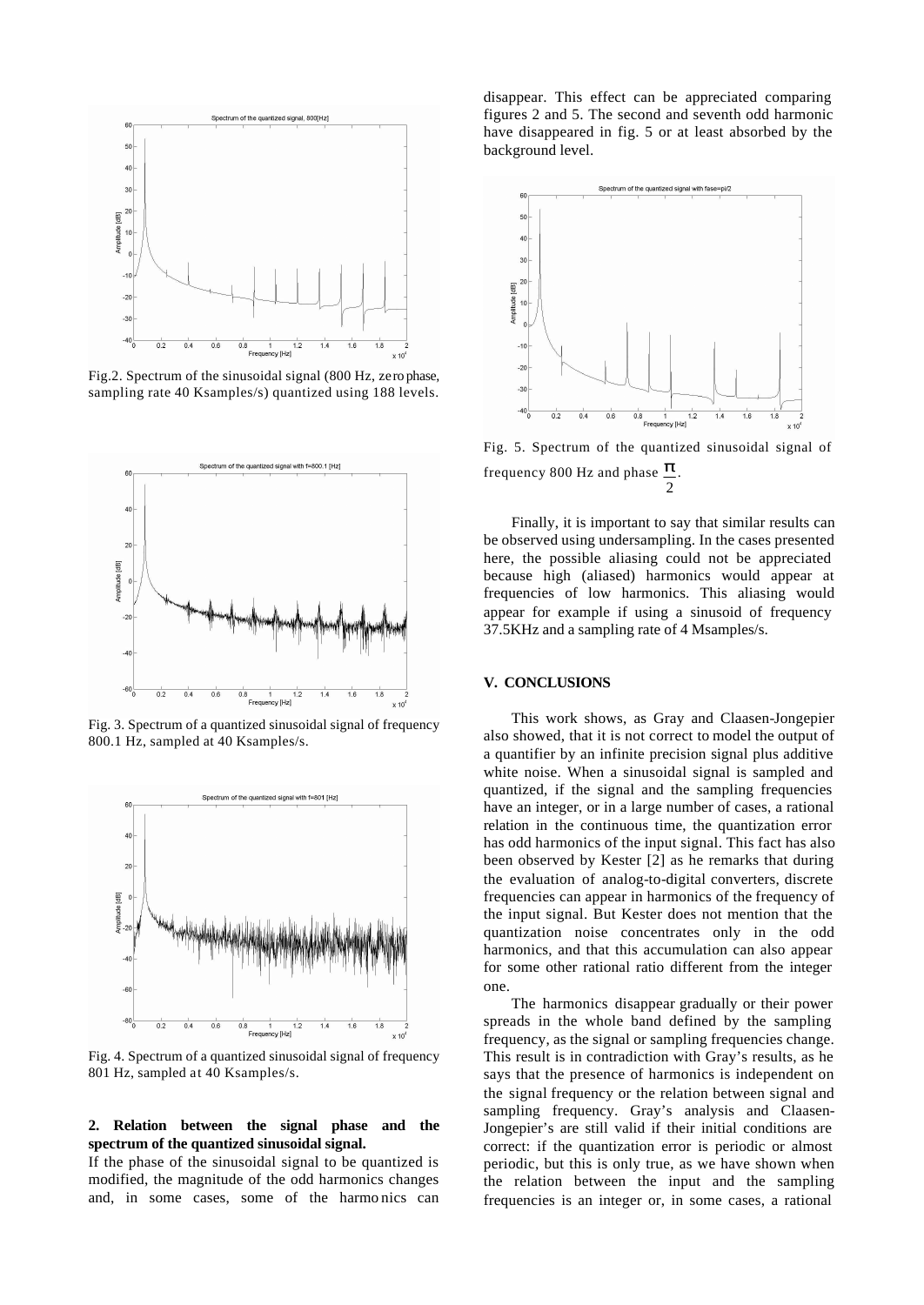Fig.2. Spectrum of the sinusoidal signal (800 Hz, zero phase, sampling rate 40 Ksamples/s) quantized using 188 levels.

Fig. 3. Spectrum of a quantized sinusoidal signal of frequency 800.1 Hz, sampled at 40 Ksamples/s.

Fig. 4. Spectrum of a quantized sinusoidal signal of frequency 801 Hz, sampled at 40 Ksamples/s.

**2. Relation between the signal phase and the spectrum of the quantized sinusoidal signal.**

If the phase of the sinusoidal signal to be quantized is modified, the magnitude of the odd harmonics changes and, in some cases, some of the harmonics can disappear. This effect can be appreciated comparing figures 2 and 5. The second and seventh odd harmonic have disappeared in fig. 5 or at least absorbed by the background level.

Fig. 5. Spectrum of the quantized sinusoidal signal of frequency 800 Hz and phase $\frac{\pi}{2}$.

Finally, it is important to say that similar results can be observed using undersampling. In the cases presented here, the possible aliasing could not be appreciated because high (aliased) harmonics would appear at frequencies of low harmonics. This aliasing would appear for example if using a sinusoid of frequency 37.5KHz and a sampling rate of 4 Msamples/s.

### V. CONCLUSIONS

This work shows, as Gray and Claasen-Jongepier also showed, that it is not correct to model the output of a quantifier by an infinite precision signal plus additive white noise. When a sinusoidal signal is sampled and quantized, if the signal and the sampling frequencies have an integer, or in a large number of cases, a rational relation in the continuous time, the quantization error has odd harmonics of the input signal. This fact has also been observed by Kester [2] as he remarks that during the evaluation of analog-to-digital converters, discrete frequencies can appear in harmonics of the frequency of the input signal. But Kester does not mention that the quantization noise concentrates only in the odd harmonics, and that this accumulation can also appear for some other rational ratio different from the integer one.

The harmonics disappear gradually or their power spreads in the whole band defined by the sampling frequency, as the signal or sampling frequencies change. This result is in contradiction with Gray's results, as he says that the presence of harmonics is independent on the signal frequency or the relation between signal and sampling frequency. Gray's analysis and Claasen-Jongepier's are still valid if their initial conditions are correct: if the quantization error is periodic or almost periodic, but this is only true, as we have shown when the relation between the input and the sampling frequencies is an integer or, in some cases, a rational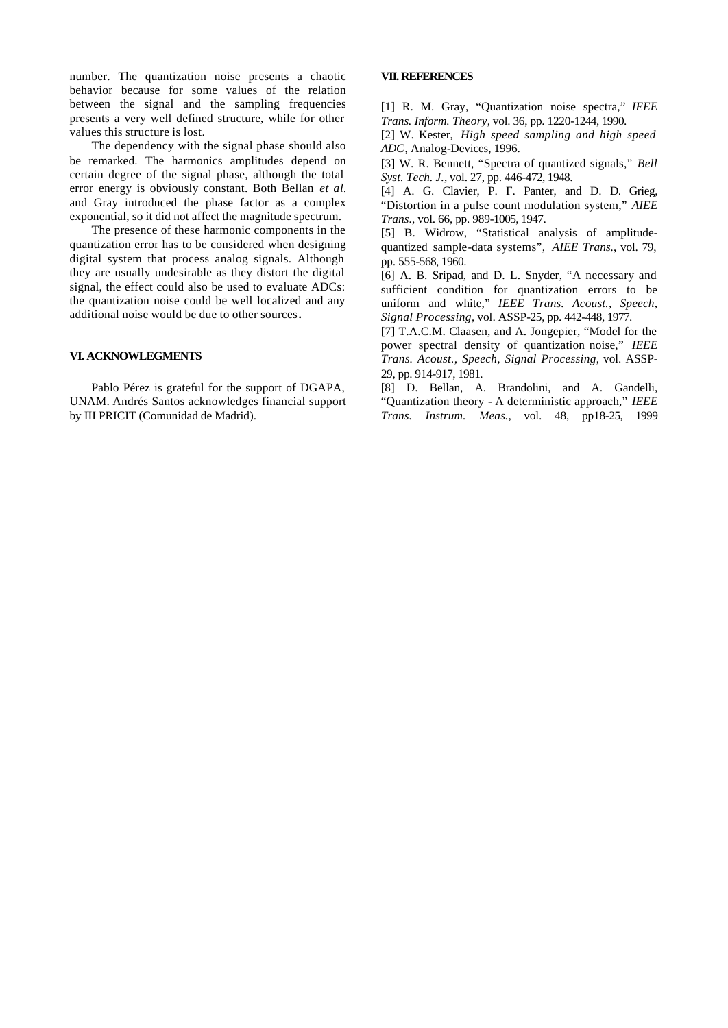number. The quantization noise presents a chaotic behavior because for some values of the relation between the signal and the sampling frequencies presents a very well defined structure, while for other values this structure is lost.

The dependency with the signal phase should also be remarked. The harmonics amplitudes depend on certain degree of the signal phase, although the total error energy is obviously constant. Both Bellan *et al.* and Gray introduced the phase factor as a complex exponential, so it did not affect the magnitude spectrum.

The presence of these harmonic components in the quantization error has to be considered when designing digital system that process analog signals. Although they are usually undesirable as they distort the digital signal, the effect could also be used to evaluate ADCs: the quantization noise could be well localized and any additional noise would be due to other sources.

## VI. ACKNOWLEGMENTS

Pablo Pérez is grateful for the support of DGAPA, UNAM. Andrés Santos acknowledges financial support by III PRICIT (Comunidad de Madrid).

## VII. REFERENCES

[1] R. M. Gray, "Quantization noise spectra," *IEEE Trans. Inform. Theory*, vol. 36, pp. 1220-1244, 1990.

[2] W. Kester, *High speed sampling and high speed ADC*, Analog-Devices, 1996.

[3] W. R. Bennett, "Spectra of quantized signals," *Bell Syst. Tech. J.*, vol. 27, pp. 446-472, 1948.

[4] A. G. Clavier, P. F. Panter, and D. D. Grieg, "Distortion in a pulse count modulation system," *AIEE Trans.*, vol. 66, pp. 989-1005, 1947.

[5] B. Widrow, "Statistical analysis of amplitude-quantized sample-data systems", *AIEE Trans.*, vol. 79, pp. 555-568, 1960.

[6] A. B. Sripad, and D. L. Snyder, "A necessary and sufficient condition for quantization errors to be uniform and white," *IEEE Trans. Acoust., Speech, Signal Processing*, vol. ASSP-25, pp. 442-448, 1977.

[7] T.A.C.M. Claasen, and A. Jongepier, "Model for the power spectral density of quantization noise," *IEEE Trans. Acoust., Speech, Signal Processing*, vol. ASSP-29, pp. 914-917, 1981.

[8] D. Bellan, A. Brandolini, and A. Gandelli, "Quantization theory - A deterministic approach," *IEEE Trans. Instrum. Meas.*, vol. 48, pp18-25, 1999